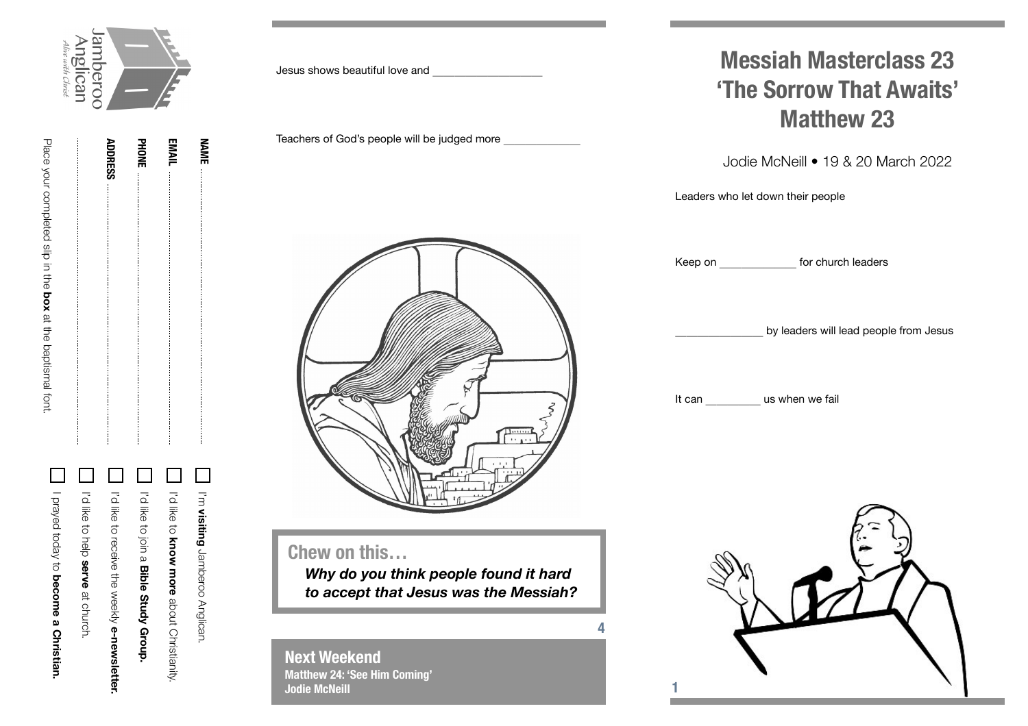# Messiah Masterclass 23
# 'The Sorrow That Awaits'
# Matthew 23

Jodie McNeill • 19 & 20 March 2022

Leaders who let down their people

Keep on _____________ for church leaders

_______________ by leaders will lead people from Jesus

It can _________ us when we fail

Jesus shows beautiful love and ___________________

Teachers of God's people will be judged more _____________

## Chew on this…

***Why do you think people found it hard to accept that Jesus was the Messiah?***

## Next Weekend

**Matthew 24: 'See Him Coming'**
**Jodie McNeill**

Jamberoo Anglican
*Alive with Christ*

**NAME** ..............................

**EMAIL** ..............................

**PHONE** ..............................

**ADDRESS** ..............................

..............................

- ☐ I'm **visiting** Jamberoo Anglican.
- ☐ I'd like to **know more** about Christianity.
- ☐ I'd like to join a **Bible Study Group.**
- ☐ I'd like to receive the weekly **e-newsletter.**
- ☐ I'd like to help **serve** at church.
- ☐ I prayed today to **become a Christian.**

Place your completed slip in the **box** at the baptismal font.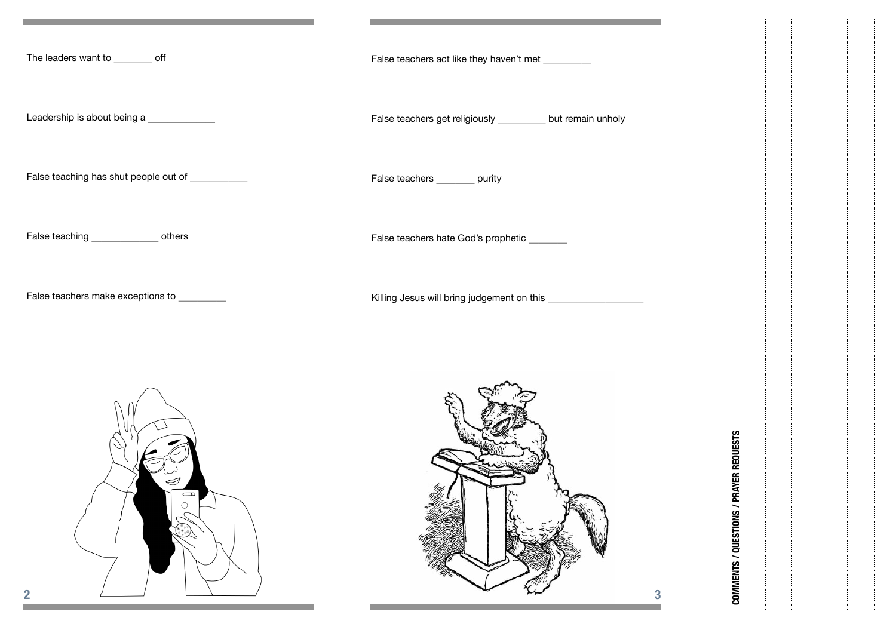The leaders want to _______ off

Leadership is about being a ____________

False teaching has shut people out of __________

False teaching ____________ others

False teachers make exceptions to _________

False teachers act like they haven't met _________

False teachers get religiously _________ but remain unholy

False teachers _______ purity

False teachers hate God's prophetic _______

Killing Jesus will bring judgement on this __________________

COMMENTS / QUESTIONS / PRAYER REQUESTS